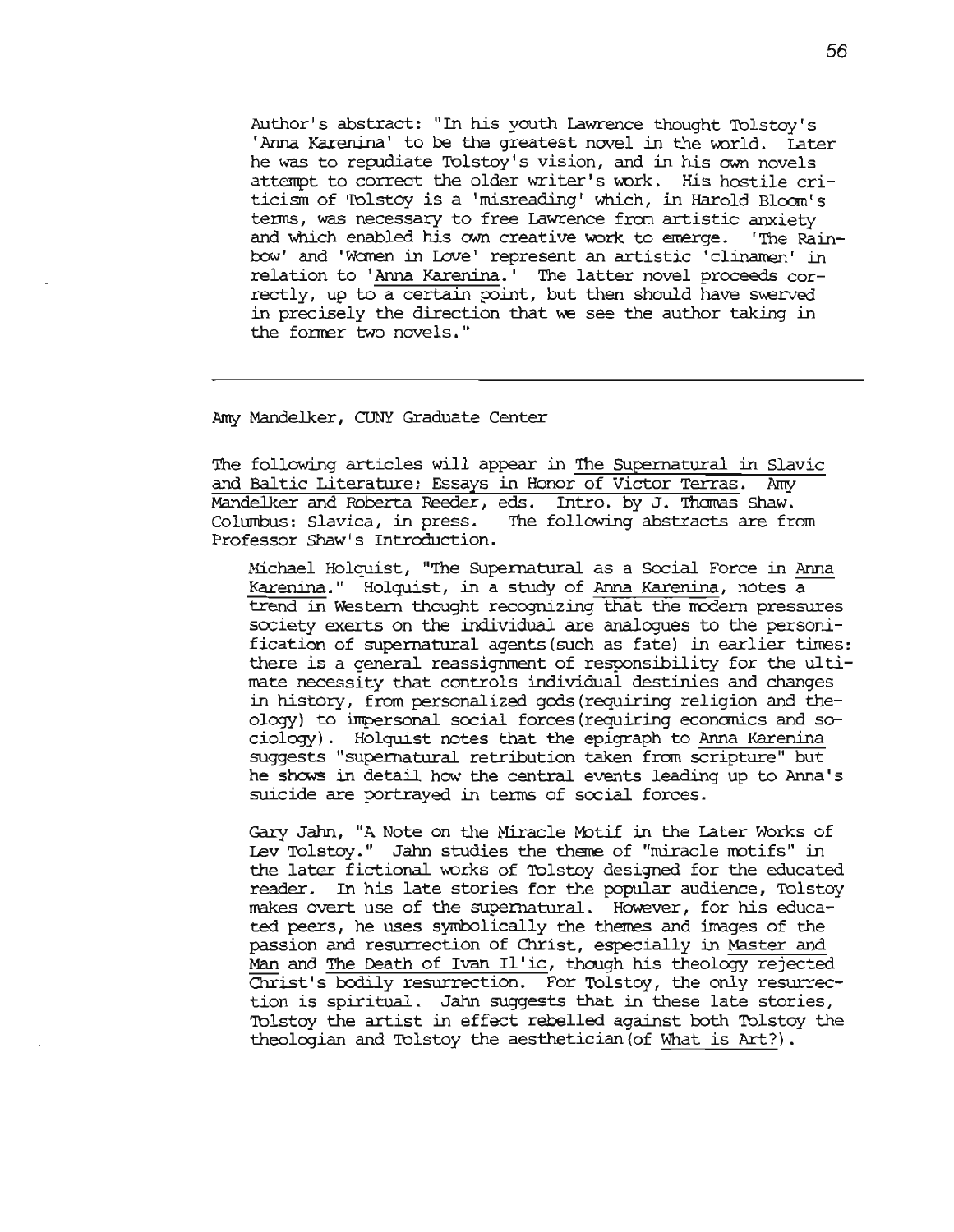Author's abstract: "In his youth Lawrence thought Tolstoy's 'Anna Karenina' to be the greatest novel in the world. Later he was to repudiate Tolstoy's vision, and in his own novels attempt to correct the older writer's work. His hostile criticism of Tolstoy is a 'misreading' which, in Harold Bloom's terms, was necessary to free Lawrence from artistic anxiety and which enabled his own creative work to emerge. 'The Rainbow' and 'Women in Love' represent an artistic 'clinamen' in relation to '<u>Anna Karenina</u>.' The latter novel proceeds correctly, up to a certain point, but then should have swerved in precisely the direction that we see the author taking in the former two novels."

---

Amy Mandelker, CUNY Graduate Center

The following articles will appear in <u>The Supernatural in Slavic and Baltic Literature: Essays in Honor of Victor Terras</u>. Amy Mandelker and Roberta Reeder, eds. Intro. by J. Thomas Shaw. Columbus: Slavica, in press. The following abstracts are from Professor Shaw's Introduction.

Michael Holquist, "The Supernatural as a Social Force in <u>Anna Karenina</u>." Holquist, in a study of <u>Anna Karenina</u>, notes a trend in Western thought recognizing that the modern pressures society exerts on the individual are analogues to the personification of supernatural agents (such as fate) in earlier times: there is a general reassignment of responsibility for the ultimate necessity that controls individual destinies and changes in history, from personalized gods (requiring religion and theology) to impersonal social forces (requiring economics and sociology). Holquist notes that the epigraph to <u>Anna Karenina</u> suggests "supernatural retribution taken from scripture" but he shows in detail how the central events leading up to Anna's suicide are portrayed in terms of social forces.

Gary Jahn, "A Note on the Miracle Motif in the Later Works of Lev Tolstoy." Jahn studies the theme of "miracle motifs" in the later fictional works of Tolstoy designed for the educated reader. In his late stories for the popular audience, Tolstoy makes overt use of the supernatural. However, for his educated peers, he uses symbolically the themes and images of the passion and resurrection of Christ, especially in <u>Master and Man</u> and <u>The Death of Ivan Il'ic</u>, though his theology rejected Christ's bodily resurrection. For Tolstoy, the only resurrection is spiritual. Jahn suggests that in these late stories, Tolstoy the artist in effect rebelled against both Tolstoy the theologian and Tolstoy the aesthetician (of <u>What is Art?</u>).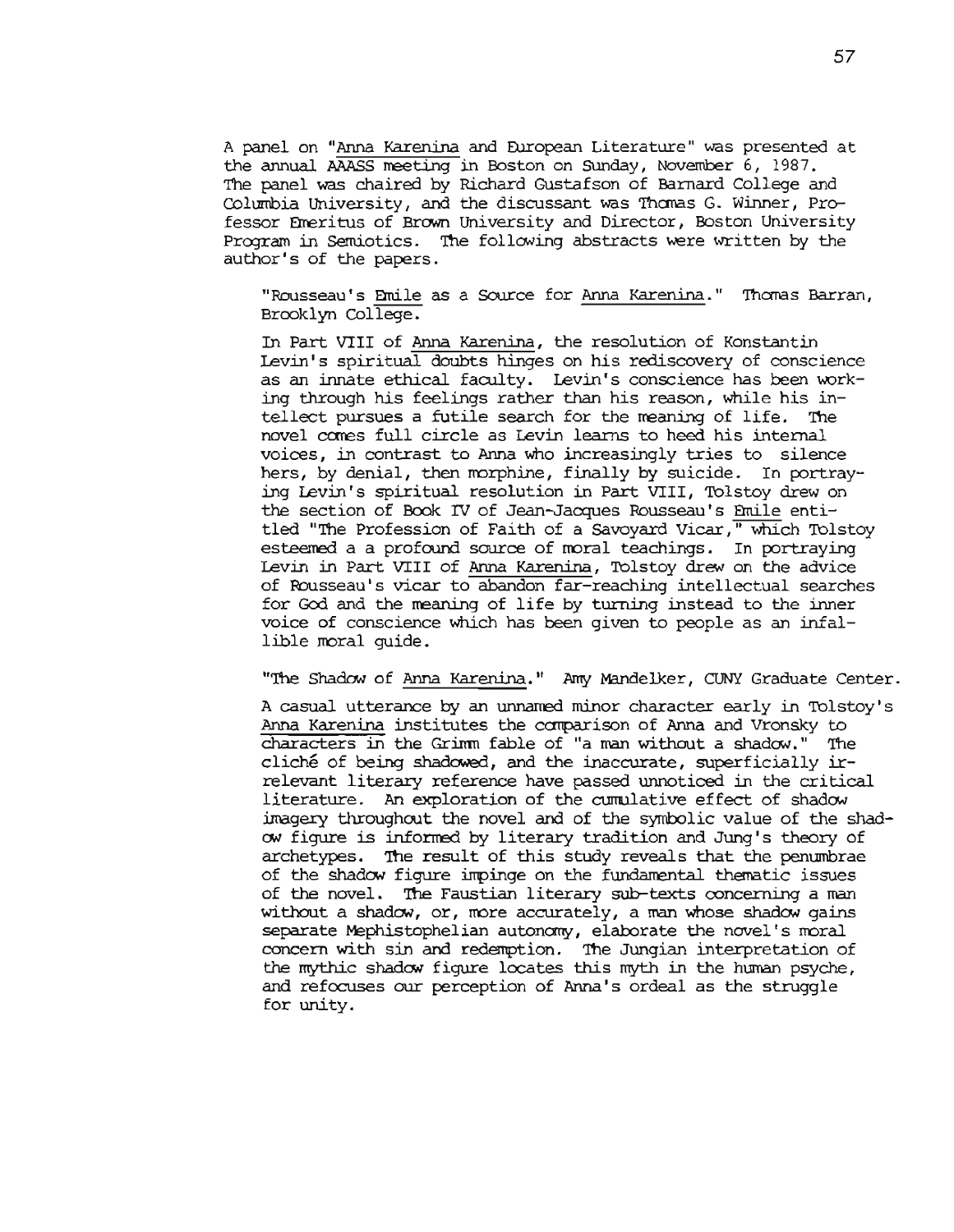A panel on "Anna Karenina and European Literature" was presented at the annual AAASS meeting in Boston on Sunday, November 6, 1987. The panel was chaired by Richard Gustafson of Barnard College and Columbia University, and the discussant was Thomas G. Winner, Professor Emeritus of Brown University and Director, Boston University Program in Semiotics. The following abstracts were written by the author's of the papers.

"Rousseau's Emile as a Source for Anna Karenina." Thomas Barran, Brooklyn College.

In Part VIII of Anna Karenina, the resolution of Konstantin Levin's spiritual doubts hinges on his rediscovery of conscience as an innate ethical faculty. Levin's conscience has been working through his feelings rather than his reason, while his intellect pursues a futile search for the meaning of life. The novel comes full circle as Levin learns to heed his internal voices, in contrast to Anna who increasingly tries to silence hers, by denial, then morphine, finally by suicide. In portraying Levin's spiritual resolution in Part VIII, Tolstoy drew on the section of Book IV of Jean-Jacques Rousseau's Emile entitled "The Profession of Faith of a Savoyard Vicar," which Tolstoy esteemed a a profound source of moral teachings. In portraying Levin in Part VIII of Anna Karenina, Tolstoy drew on the advice of Rousseau's vicar to abandon far-reaching intellectual searches for God and the meaning of life by turning instead to the inner voice of conscience which has been given to people as an infallible moral guide.

"The Shadow of Anna Karenina." Amy Mandelker, CUNY Graduate Center.

A casual utterance by an unnamed minor character early in Tolstoy's Anna Karenina institutes the comparison of Anna and Vronsky to characters in the Grimm fable of "a man without a shadow." The cliché of being shadowed, and the inaccurate, superficially irrelevant literary reference have passed unnoticed in the critical literature. An exploration of the cumulative effect of shadow imagery throughout the novel and of the symbolic value of the shadow figure is informed by literary tradition and Jung's theory of archetypes. The result of this study reveals that the penumbrae of the shadow figure impinge on the fundamental thematic issues of the novel. The Faustian literary sub-texts concerning a man without a shadow, or, more accurately, a man whose shadow gains separate Mephistophelian autonomy, elaborate the novel's moral concern with sin and redemption. The Jungian interpretation of the mythic shadow figure locates this myth in the human psyche, and refocuses our perception of Anna's ordeal as the struggle for unity.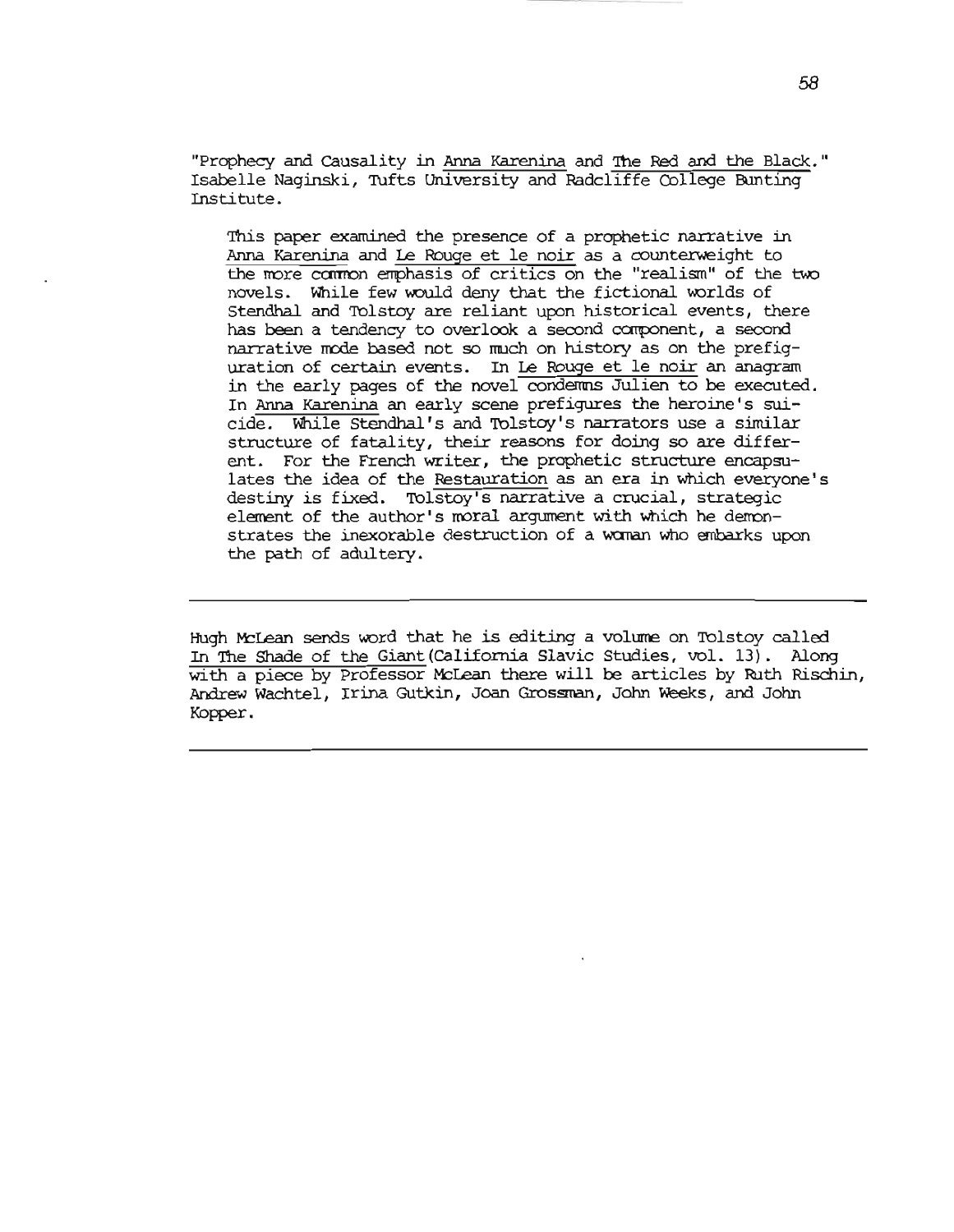"Prophecy and Causality in Anna Karenina and The Red and the Black." Isabelle Naginski, Tufts University and Radcliffe College Bunting Institute.

This paper examined the presence of a prophetic narrative in Anna Karenina and Le Rouge et le noir as a counterweight to the more common emphasis of critics on the "realism" of the two novels. While few would deny that the fictional worlds of Stendhal and Tolstoy are reliant upon historical events, there has been a tendency to overlook a second component, a second narrative mode based not so much on history as on the prefiguration of certain events. In Le Rouge et le noir an anagram in the early pages of the novel condemns Julien to be executed. In Anna Karenina an early scene prefigures the heroine's suicide. While Stendhal's and Tolstoy's narrators use a similar structure of fatality, their reasons for doing so are different. For the French writer, the prophetic structure encapsulates the idea of the Restauration as an era in which everyone's destiny is fixed. Tolstoy's narrative a crucial, strategic element of the author's moral argument with which he demonstrates the inexorable destruction of a woman who embarks upon the path of adultery.

---

Hugh McLean sends word that he is editing a volume on Tolstoy called In The Shade of the Giant (California Slavic Studies, vol. 13). Along with a piece by Professor McLean there will be articles by Ruth Rischin, Andrew Wachtel, Irina Gutkin, Joan Grossman, John Weeks, and John Kopper.

---